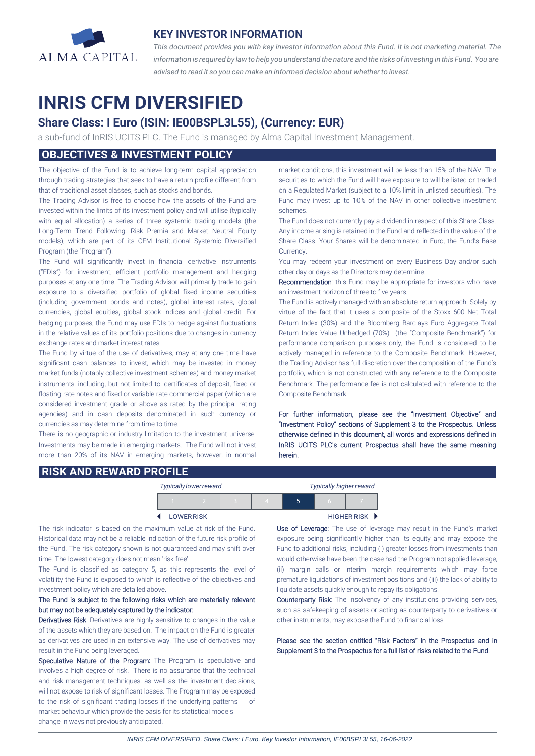ALMA CAPITAL

## KEY INVESTOR INFORMATION

*This document provides you with key investor information about this Fund. It is not marketing material. The information is required by law to help you understand the nature and the risks of investing in this Fund. You are advised to read it so you can make an informed decision about whether to invest.*

# INRIS CFM DIVERSIFIED

## Share Class: I Euro (ISIN: IE00BSPL3L55), (Currency: EUR)

a sub-fund of InRIS UCITS PLC. The Fund is managed by Alma Capital Investment Management.

## OBJECTIVES & INVESTMENT POLICY

The objective of the Fund is to achieve long-term capital appreciation through trading strategies that seek to have a return profile different from that of traditional asset classes, such as stocks and bonds.

The Trading Advisor is free to choose how the assets of the Fund are invested within the limits of its investment policy and will utilise (typically with equal allocation) a series of three systemic trading models (the Long-Term Trend Following, Risk Premia and Market Neutral Equity models), which are part of its CFM Institutional Systemic Diversified Program (the "Program").

The Fund will significantly invest in financial derivative instruments ("FDIs") for investment, efficient portfolio management and hedging purposes at any one time. The Trading Advisor will primarily trade to gain exposure to a diversified portfolio of global fixed income securities (including government bonds and notes), global interest rates, global currencies, global equities, global stock indices and global credit. For hedging purposes, the Fund may use FDIs to hedge against fluctuations in the relative values of its portfolio positions due to changes in currency exchange rates and market interest rates.

The Fund by virtue of the use of derivatives, may at any one time have significant cash balances to invest, which may be invested in money market funds (notably collective investment schemes) and money market instruments, including, but not limited to, certificates of deposit, fixed or floating rate notes and fixed or variable rate commercial paper (which are considered investment grade or above as rated by the principal rating agencies) and in cash deposits denominated in such currency or currencies as may determine from time to time.

There is no geographic or industry limitation to the investment universe. Investments may be made in emerging markets. The Fund will not invest more than 20% of its NAV in emerging markets, however, in normal market conditions, this investment will be less than 15% of the NAV. The securities to which the Fund will have exposure to will be listed or traded on a Regulated Market (subject to a 10% limit in unlisted securities). The Fund may invest up to 10% of the NAV in other collective investment schemes.

The Fund does not currently pay a dividend in respect of this Share Class. Any income arising is retained in the Fund and reflected in the value of the Share Class. Your Shares will be denominated in Euro, the Fund's Base Currency.

You may redeem your investment on every Business Day and/or such other day or days as the Directors may determine.

**Recommendation**: this Fund may be appropriate for investors who have an investment horizon of three to five years.

The Fund is actively managed with an absolute return approach. Solely by virtue of the fact that it uses a composite of the Stoxx 600 Net Total Return Index (30%) and the Bloomberg Barclays Euro Aggregate Total Return Index Value Unhedged (70%) (the "Composite Benchmark") for performance comparison purposes only, the Fund is considered to be actively managed in reference to the Composite Benchmark. However, the Trading Advisor has full discretion over the composition of the Fund's portfolio, which is not constructed with any reference to the Composite Benchmark. The performance fee is not calculated with reference to the Composite Benchmark.

**For further information, please see the "Investment Objective" and "Investment Policy" sections of Supplement 3 to the Prospectus. Unless otherwise defined in this document, all words and expressions defined in InRIS UCITS PLC's current Prospectus shall have the same meaning herein.**

## RISK AND REWARD PROFILE

| *Typically lower reward* | | | | | | *Typically higher reward* |
|---|---|---|---|---|---|---|
| 1 | 2 | 3 | 4 | **5** | 6 | 7 |
| ◄ LOWER RISK | | | | | | HIGHER RISK ► |

The risk indicator is based on the maximum value at risk of the Fund. Historical data may not be a reliable indication of the future risk profile of the Fund. The risk category shown is not guaranteed and may shift over time. The lowest category does not mean 'risk free'.

The Fund is classified as category 5, as this represents the level of volatility the Fund is exposed to which is reflective of the objectives and investment policy which are detailed above.

**The Fund is subject to the following risks which are materially relevant but may not be adequately captured by the indicator:**

**Derivatives Risk**: Derivatives are highly sensitive to changes in the value of the assets which they are based on. The impact on the Fund is greater as derivatives are used in an extensive way. The use of derivatives may result in the Fund being leveraged.

**Speculative Nature of the Program**: The Program is speculative and involves a high degree of risk. There is no assurance that the technical and risk management techniques, as well as the investment decisions, will not expose to risk of significant losses. The Program may be exposed to the risk of significant trading losses if the underlying patterns of market behaviour which provide the basis for its statistical models change in ways not previously anticipated.

**Use of Leverage**: The use of leverage may result in the Fund's market exposure being significantly higher than its equity and may expose the Fund to additional risks, including (i) greater losses from investments than would otherwise have been the case had the Program not applied leverage, (ii) margin calls or interim margin requirements which may force premature liquidations of investment positions and (iii) the lack of ability to liquidate assets quickly enough to repay its obligations.

**Counterparty Risk**: The insolvency of any institutions providing services, such as safekeeping of assets or acting as counterparty to derivatives or other instruments, may expose the Fund to financial loss.

**Please see the section entitled "Risk Factors" in the Prospectus and in Supplement 3 to the Prospectus for a full list of risks related to the Fund.**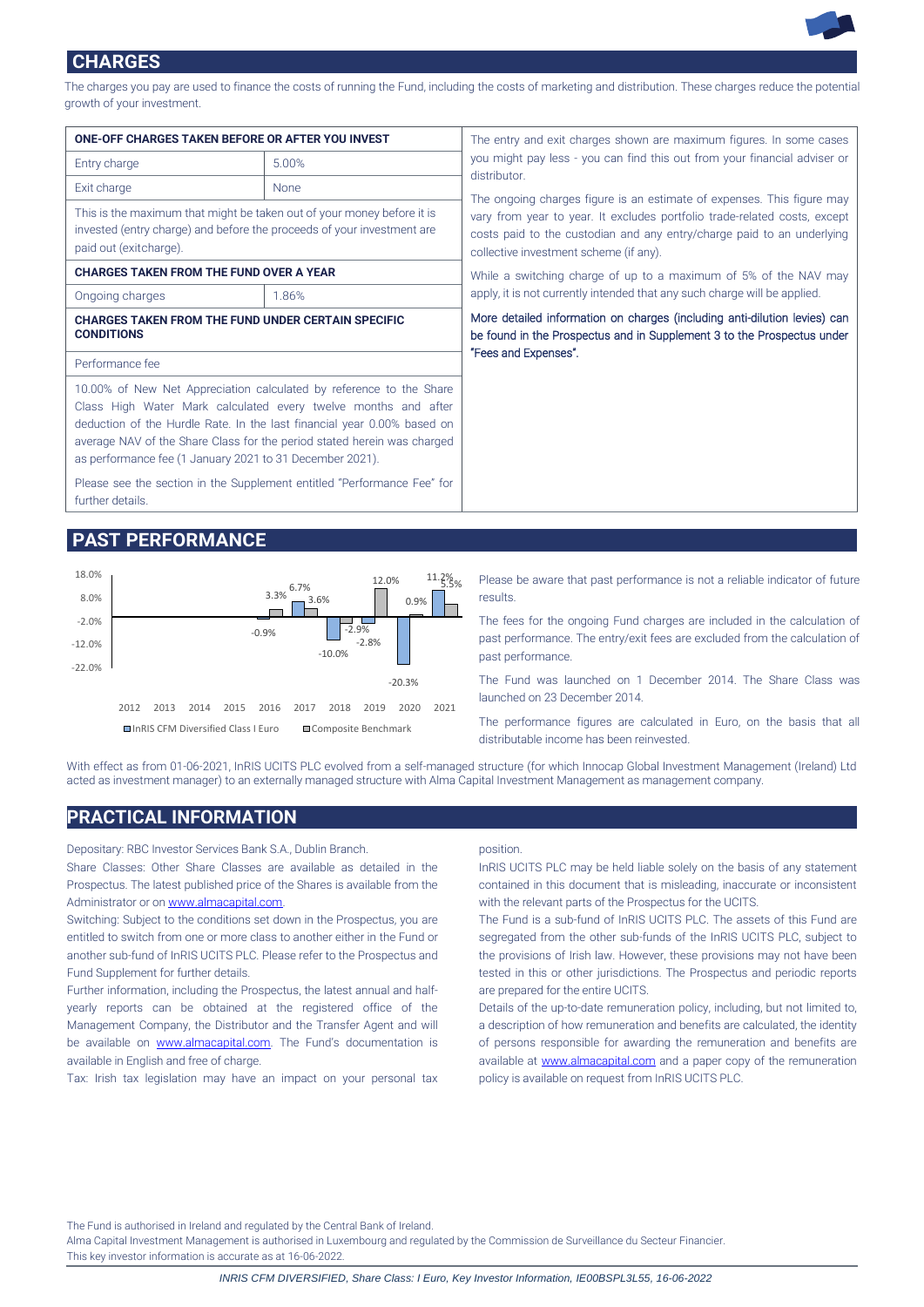## CHARGES

The charges you pay are used to finance the costs of running the Fund, including the costs of marketing and distribution. These charges reduce the potential growth of your investment.

| ONE-OFF CHARGES TAKEN BEFORE OR AFTER YOU INVEST | |
|---|---|
| Entry charge | 5.00% |
| Exit charge | None |
| This is the maximum that might be taken out of your money before it is invested (entry charge) and before the proceeds of your investment are paid out (exitcharge). | |
| **CHARGES TAKEN FROM THE FUND OVER A YEAR** | |
| Ongoing charges | 1.86% |
| **CHARGES TAKEN FROM THE FUND UNDER CERTAIN SPECIFIC CONDITIONS** | |
| Performance fee | |
| 10.00% of New Net Appreciation calculated by reference to the Share Class High Water Mark calculated every twelve months and after deduction of the Hurdle Rate. In the last financial year 0.00% based on average NAV of the Share Class for the period stated herein was charged as performance fee (1 January 2021 to 31 December 2021). Please see the section in the Supplement entitled "Performance Fee" for further details. | |

The entry and exit charges shown are maximum figures. In some cases you might pay less - you can find this out from your financial adviser or distributor.

The ongoing charges figure is an estimate of expenses. This figure may vary from year to year. It excludes portfolio trade-related costs, except costs paid to the custodian and any entry/charge paid to an underlying collective investment scheme (if any).

While a switching charge of up to a maximum of 5% of the NAV may apply, it is not currently intended that any such charge will be applied.

More detailed information on charges (including anti-dilution levies) can be found in the Prospectus and in Supplement 3 to the Prospectus under "Fees and Expenses".

## PAST PERFORMANCE

18.0%
8.0%
-2.0%
-12.0%
-22.0%

3.3% 6.7% 3.6% -0.9% -2.9% -2.8% -10.0% 12.0% 0.9% -20.3% 11.2% 5.5%

2012 2013 2014 2015 2016 2017 2018 2019 2020 2021

InRIS CFM Diversified Class I Euro
Composite Benchmark

Please be aware that past performance is not a reliable indicator of future results.

The fees for the ongoing Fund charges are included in the calculation of past performance. The entry/exit fees are excluded from the calculation of past performance.

The Fund was launched on 1 December 2014. The Share Class was launched on 23 December 2014.

The performance figures are calculated in Euro, on the basis that all distributable income has been reinvested.

With effect as from 01-06-2021, InRIS UCITS PLC evolved from a self-managed structure (for which Innocap Global Investment Management (Ireland) Ltd acted as investment manager) to an externally managed structure with Alma Capital Investment Management as management company.

## PRACTICAL INFORMATION

Depositary: RBC Investor Services Bank S.A., Dublin Branch.

Share Classes: Other Share Classes are available as detailed in the Prospectus. The latest published price of the Shares is available from the Administrator or on www.almacapital.com.

Switching: Subject to the conditions set down in the Prospectus, you are entitled to switch from one or more class to another either in the Fund or another sub-fund of InRIS UCITS PLC. Please refer to the Prospectus and Fund Supplement for further details.

Further information, including the Prospectus, the latest annual and half-yearly reports can be obtained at the registered office of the Management Company, the Distributor and the Transfer Agent and will be available on www.almacapital.com. The Fund's documentation is available in English and free of charge.

Tax: Irish tax legislation may have an impact on your personal tax position.

InRIS UCITS PLC may be held liable solely on the basis of any statement contained in this document that is misleading, inaccurate or inconsistent with the relevant parts of the Prospectus for the UCITS.

The Fund is a sub-fund of InRIS UCITS PLC. The assets of this Fund are segregated from the other sub-funds of the InRIS UCITS PLC, subject to the provisions of Irish law. However, these provisions may not have been tested in this or other jurisdictions. The Prospectus and periodic reports are prepared for the entire UCITS.

Details of the up-to-date remuneration policy, including, but not limited to, a description of how remuneration and benefits are calculated, the identity of persons responsible for awarding the remuneration and benefits are available at www.almacapital.com and a paper copy of the remuneration policy is available on request from InRIS UCITS PLC.

The Fund is authorised in Ireland and regulated by the Central Bank of Ireland.
Alma Capital Investment Management is authorised in Luxembourg and regulated by the Commission de Surveillance du Secteur Financier.
This key investor information is accurate as at 16-06-2022.